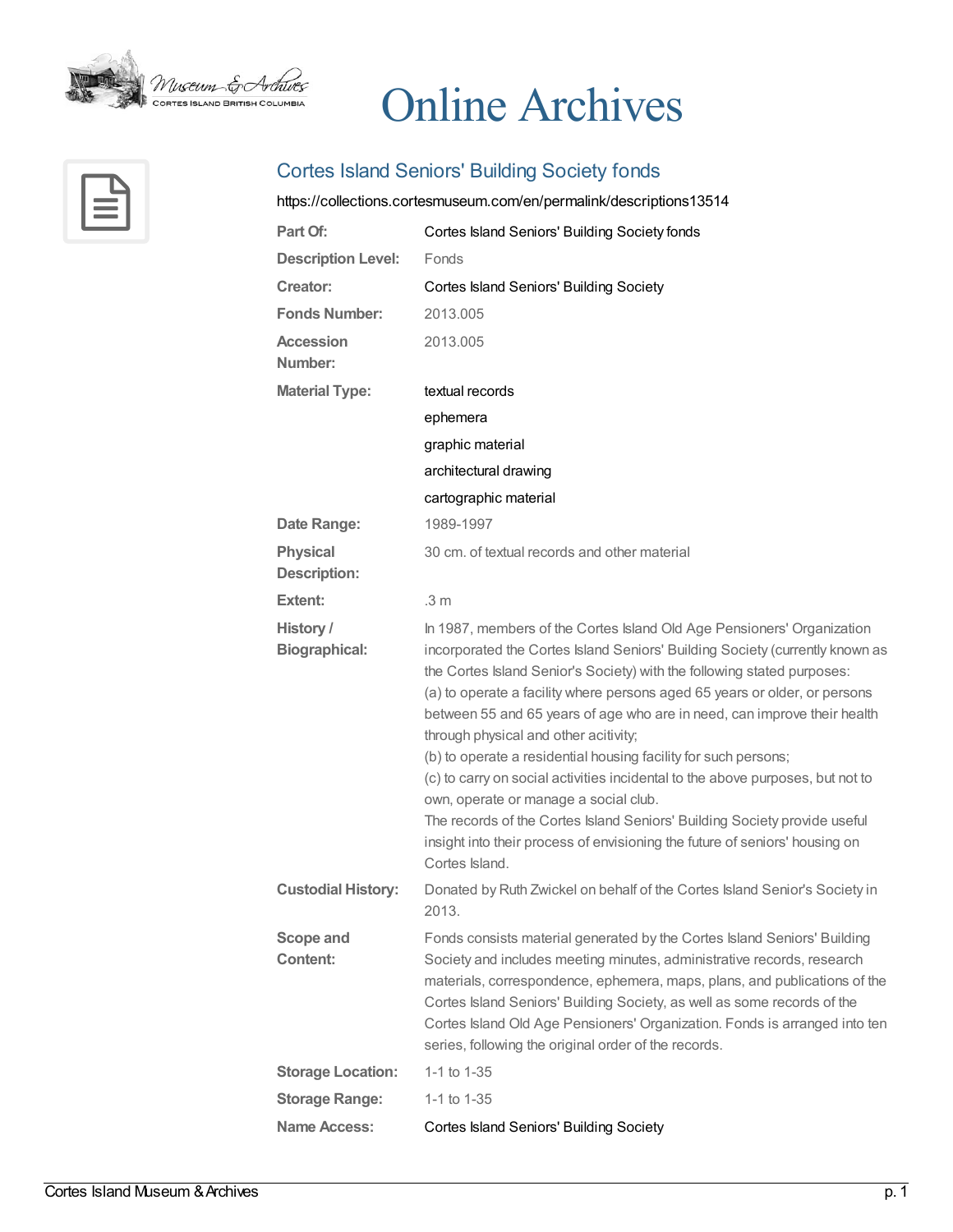# Online Archives

## Cortes Island Seniors' Building Society fonds

https://collections.cortesmuseum.com/en/permalink/descriptions13514

| | |
|---|---|
| **Part Of:** | Cortes Island Seniors' Building Society fonds |
| **Description Level:** | Fonds |
| **Creator:** | Cortes Island Seniors' Building Society |
| **Fonds Number:** | 2013.005 |
| **Accession Number:** | 2013.005 |
| **Material Type:** | textual records<br>ephemera<br>graphic material<br>architectural drawing<br>cartographic material |
| **Date Range:** | 1989-1997 |
| **Physical Description:** | 30 cm. of textual records and other material |
| **Extent:** | .3 m |
| **History / Biographical:** | In 1987, members of the Cortes Island Old Age Pensioners' Organization incorporated the Cortes Island Seniors' Building Society (currently known as the Cortes Island Senior's Society) with the following stated purposes:<br>(a) to operate a facility where persons aged 65 years or older, or persons between 55 and 65 years of age who are in need, can improve their health through physical and other acitivity;<br>(b) to operate a residential housing facility for such persons;<br>(c) to carry on social activities incidental to the above purposes, but not to own, operate or manage a social club.<br>The records of the Cortes Island Seniors' Building Society provide useful insight into their process of envisioning the future of seniors' housing on Cortes Island. |
| **Custodial History:** | Donated by Ruth Zwickel on behalf of the Cortes Island Senior's Society in 2013. |
| **Scope and Content:** | Fonds consists material generated by the Cortes Island Seniors' Building Society and includes meeting minutes, administrative records, research materials, correspondence, ephemera, maps, plans, and publications of the Cortes Island Seniors' Building Society, as well as some records of the Cortes Island Old Age Pensioners' Organization. Fonds is arranged into ten series, following the original order of the records. |
| **Storage Location:** | 1-1 to 1-35 |
| **Storage Range:** | 1-1 to 1-35 |
| **Name Access:** | Cortes Island Seniors' Building Society |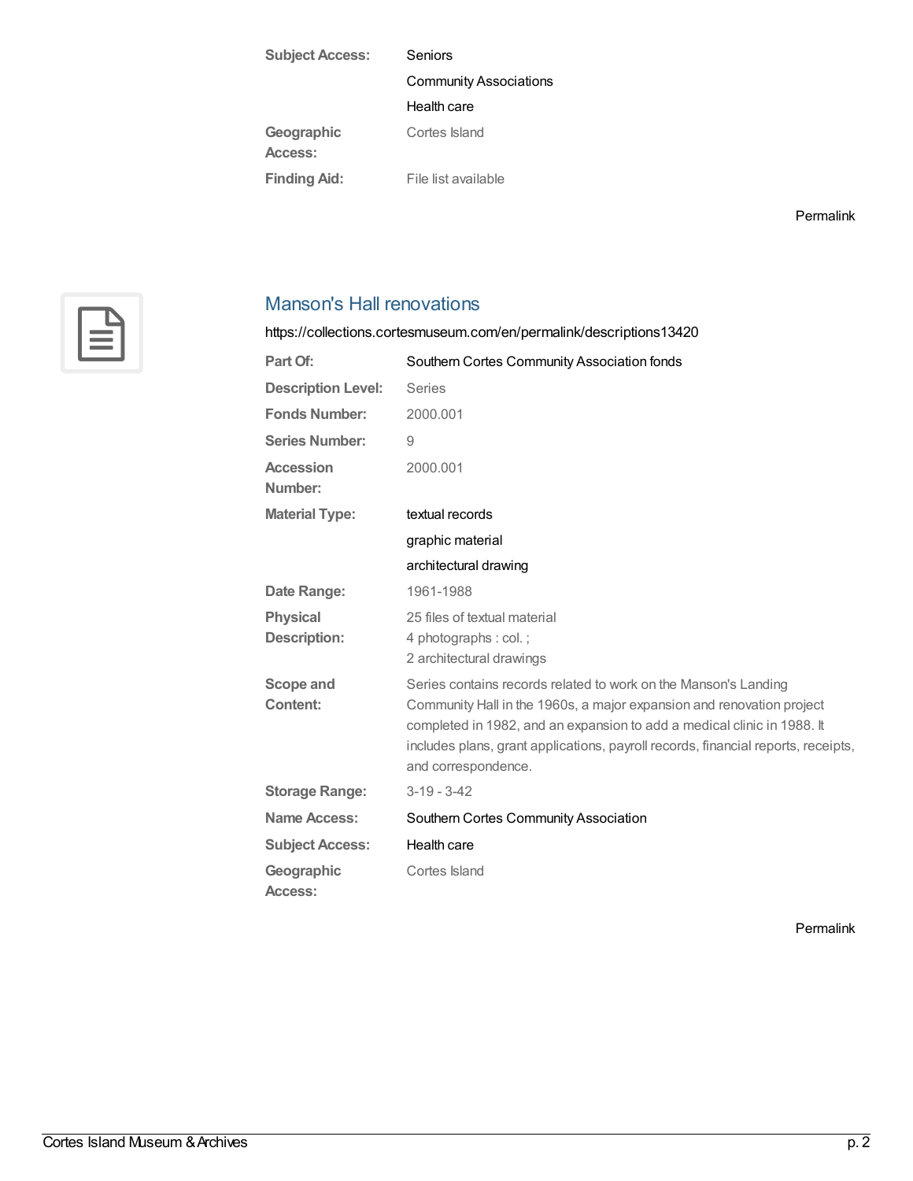| | |
|---|---|
| **Subject Access:** | Seniors |
| | Community Associations |
| | Health care |
| **Geographic Access:** | Cortes Island |
| **Finding Aid:** | File list available |

Permalink

## Manson's Hall renovations

https://collections.cortesmuseum.com/en/permalink/descriptions13420

| | |
|---|---|
| **Part Of:** | Southern Cortes Community Association fonds |
| **Description Level:** | Series |
| **Fonds Number:** | 2000.001 |
| **Series Number:** | 9 |
| **Accession Number:** | 2000.001 |
| **Material Type:** | textual records |
| | graphic material |
| | architectural drawing |
| **Date Range:** | 1961-1988 |
| **Physical Description:** | 25 files of textual material<br>4 photographs : col. ;<br>2 architectural drawings |
| **Scope and Content:** | Series contains records related to work on the Manson's Landing Community Hall in the 1960s, a major expansion and renovation project completed in 1982, and an expansion to add a medical clinic in 1988. It includes plans, grant applications, payroll records, financial reports, receipts, and correspondence. |
| **Storage Range:** | 3-19 - 3-42 |
| **Name Access:** | Southern Cortes Community Association |
| **Subject Access:** | Health care |
| **Geographic Access:** | Cortes Island |

Permalink